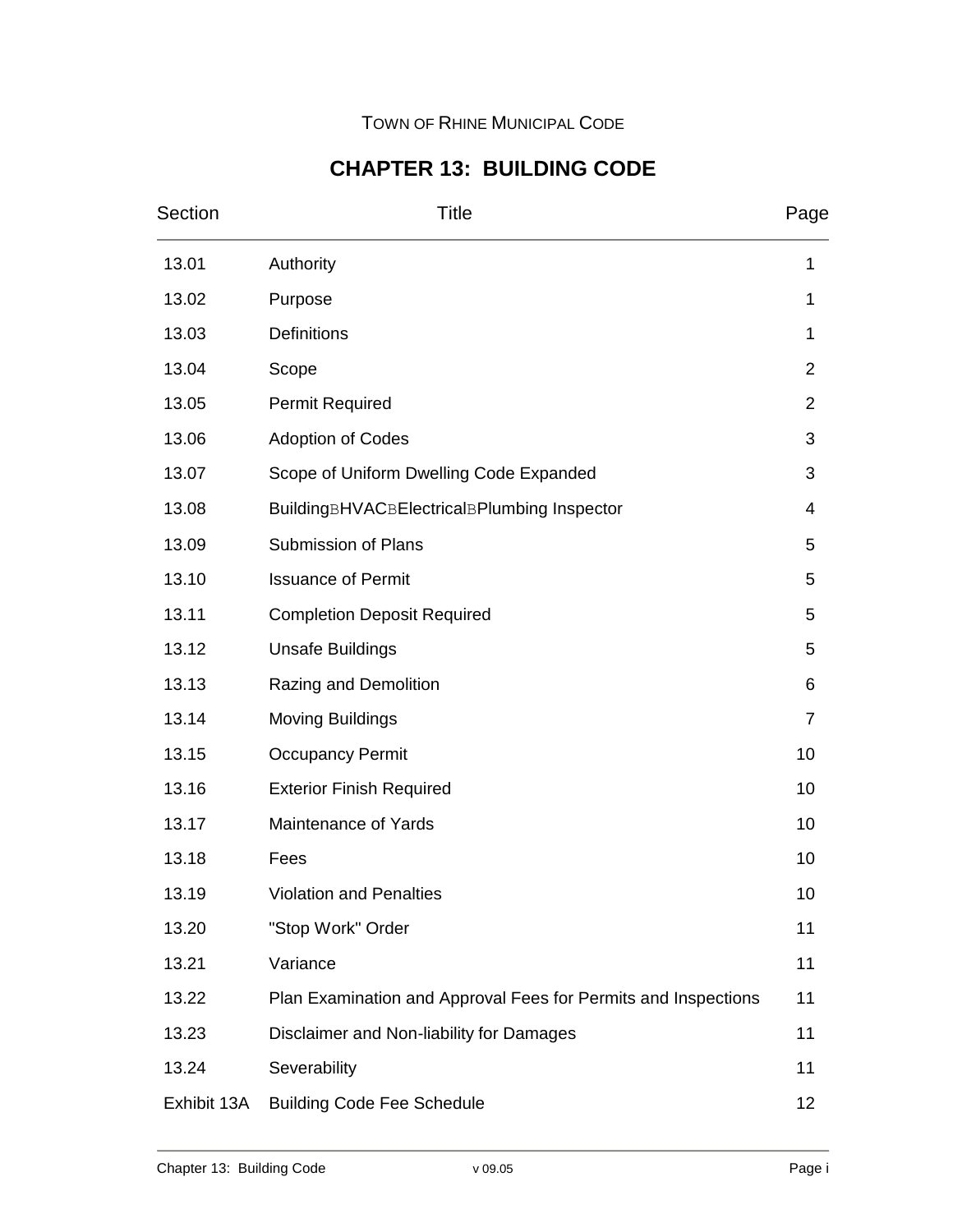TOWN OF RHINE MUNICIPAL CODE

# CHAPTER 13: BUILDING CODE

| Section | Title | Page |
|---|---|---|
| 13.01 | Authority | 1 |
| 13.02 | Purpose | 1 |
| 13.03 | Definitions | 1 |
| 13.04 | Scope | 2 |
| 13.05 | Permit Required | 2 |
| 13.06 | Adoption of Codes | 3 |
| 13.07 | Scope of Uniform Dwelling Code Expanded | 3 |
| 13.08 | BuildingBHVACBElectricalBPlumbing Inspector | 4 |
| 13.09 | Submission of Plans | 5 |
| 13.10 | Issuance of Permit | 5 |
| 13.11 | Completion Deposit Required | 5 |
| 13.12 | Unsafe Buildings | 5 |
| 13.13 | Razing and Demolition | 6 |
| 13.14 | Moving Buildings | 7 |
| 13.15 | Occupancy Permit | 10 |
| 13.16 | Exterior Finish Required | 10 |
| 13.17 | Maintenance of Yards | 10 |
| 13.18 | Fees | 10 |
| 13.19 | Violation and Penalties | 10 |
| 13.20 | "Stop Work" Order | 11 |
| 13.21 | Variance | 11 |
| 13.22 | Plan Examination and Approval Fees for Permits and Inspections | 11 |
| 13.23 | Disclaimer and Non-liability for Damages | 11 |
| 13.24 | Severability | 11 |
| Exhibit 13A | Building Code Fee Schedule | 12 |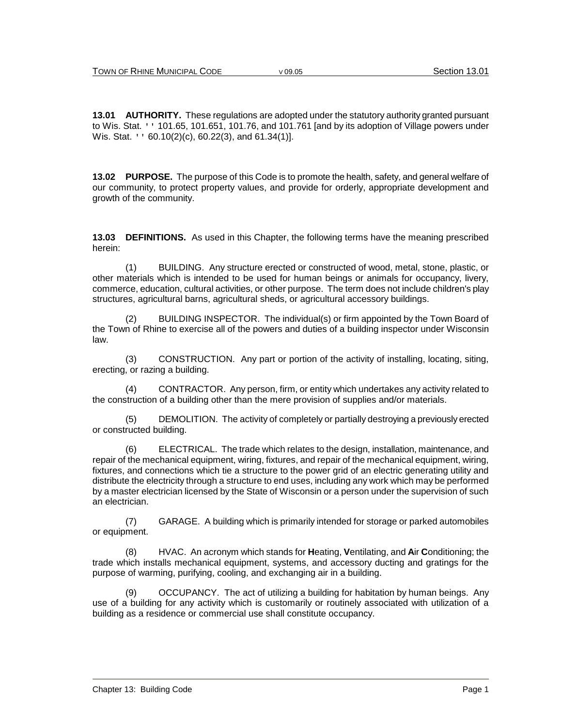**13.01 AUTHORITY.** These regulations are adopted under the statutory authority granted pursuant to Wis. Stat. '' 101.65, 101.651, 101.76, and 101.761 [and by its adoption of Village powers under Wis. Stat. '' 60.10(2)(c), 60.22(3), and 61.34(1)].

**13.02 PURPOSE.** The purpose of this Code is to promote the health, safety, and general welfare of our community, to protect property values, and provide for orderly, appropriate development and growth of the community.

**13.03 DEFINITIONS.** As used in this Chapter, the following terms have the meaning prescribed herein:

(1) BUILDING. Any structure erected or constructed of wood, metal, stone, plastic, or other materials which is intended to be used for human beings or animals for occupancy, livery, commerce, education, cultural activities, or other purpose. The term does not include children's play structures, agricultural barns, agricultural sheds, or agricultural accessory buildings.

(2) BUILDING INSPECTOR. The individual(s) or firm appointed by the Town Board of the Town of Rhine to exercise all of the powers and duties of a building inspector under Wisconsin law.

(3) CONSTRUCTION. Any part or portion of the activity of installing, locating, siting, erecting, or razing a building.

(4) CONTRACTOR. Any person, firm, or entity which undertakes any activity related to the construction of a building other than the mere provision of supplies and/or materials.

(5) DEMOLITION. The activity of completely or partially destroying a previously erected or constructed building.

(6) ELECTRICAL. The trade which relates to the design, installation, maintenance, and repair of the mechanical equipment, wiring, fixtures, and repair of the mechanical equipment, wiring, fixtures, and connections which tie a structure to the power grid of an electric generating utility and distribute the electricity through a structure to end uses, including any work which may be performed by a master electrician licensed by the State of Wisconsin or a person under the supervision of such an electrician.

(7) GARAGE. A building which is primarily intended for storage or parked automobiles or equipment.

(8) HVAC. An acronym which stands for **H**eating, **V**entilating, and **A**ir **C**onditioning; the trade which installs mechanical equipment, systems, and accessory ducting and gratings for the purpose of warming, purifying, cooling, and exchanging air in a building.

(9) OCCUPANCY. The act of utilizing a building for habitation by human beings. Any use of a building for any activity which is customarily or routinely associated with utilization of a building as a residence or commercial use shall constitute occupancy.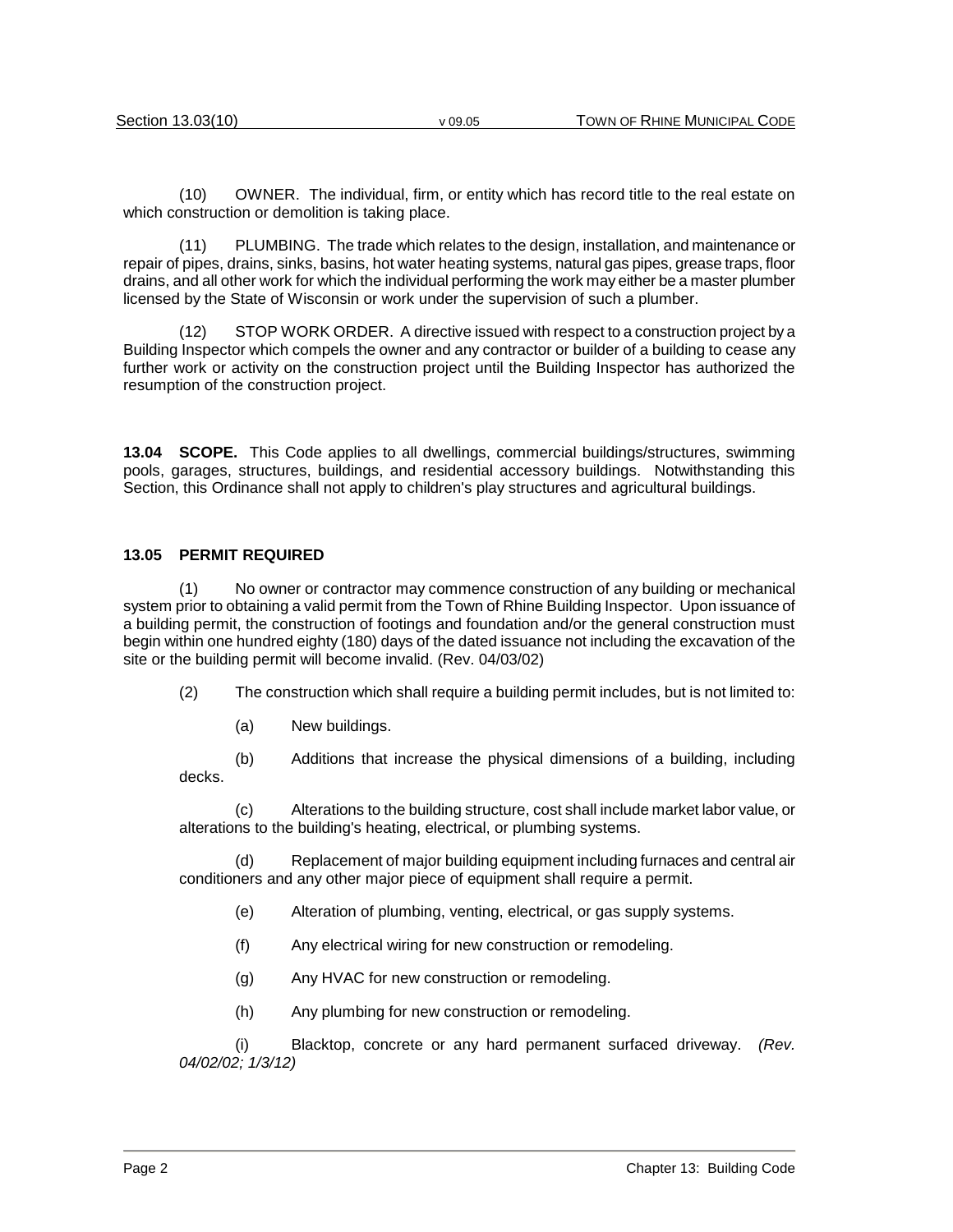(10) OWNER. The individual, firm, or entity which has record title to the real estate on which construction or demolition is taking place.

(11) PLUMBING. The trade which relates to the design, installation, and maintenance or repair of pipes, drains, sinks, basins, hot water heating systems, natural gas pipes, grease traps, floor drains, and all other work for which the individual performing the work may either be a master plumber licensed by the State of Wisconsin or work under the supervision of such a plumber.

(12) STOP WORK ORDER. A directive issued with respect to a construction project by a Building Inspector which compels the owner and any contractor or builder of a building to cease any further work or activity on the construction project until the Building Inspector has authorized the resumption of the construction project.

**13.04 SCOPE.** This Code applies to all dwellings, commercial buildings/structures, swimming pools, garages, structures, buildings, and residential accessory buildings. Notwithstanding this Section, this Ordinance shall not apply to children's play structures and agricultural buildings.

**13.05 PERMIT REQUIRED**

(1) No owner or contractor may commence construction of any building or mechanical system prior to obtaining a valid permit from the Town of Rhine Building Inspector. Upon issuance of a building permit, the construction of footings and foundation and/or the general construction must begin within one hundred eighty (180) days of the dated issuance not including the excavation of the site or the building permit will become invalid. (Rev. 04/03/02)

(2) The construction which shall require a building permit includes, but is not limited to:

(a) New buildings.

(b) Additions that increase the physical dimensions of a building, including decks.

(c) Alterations to the building structure, cost shall include market labor value, or alterations to the building's heating, electrical, or plumbing systems.

(d) Replacement of major building equipment including furnaces and central air conditioners and any other major piece of equipment shall require a permit.

(e) Alteration of plumbing, venting, electrical, or gas supply systems.

(f) Any electrical wiring for new construction or remodeling.

(g) Any HVAC for new construction or remodeling.

(h) Any plumbing for new construction or remodeling.

(i) Blacktop, concrete or any hard permanent surfaced driveway. *(Rev. 04/02/02; 1/3/12)*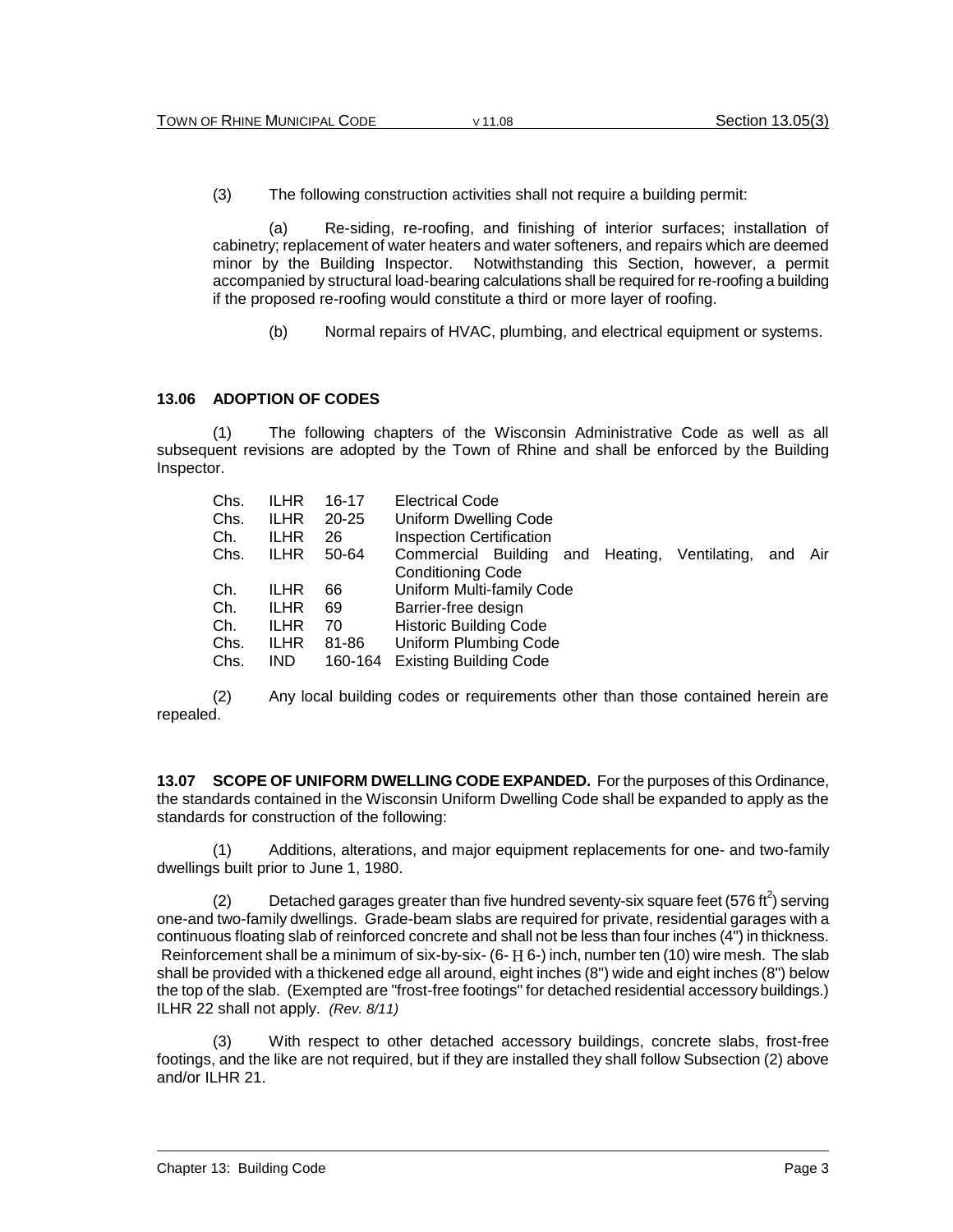(3) The following construction activities shall not require a building permit:

(a) Re-siding, re-roofing, and finishing of interior surfaces; installation of cabinetry; replacement of water heaters and water softeners, and repairs which are deemed minor by the Building Inspector. Notwithstanding this Section, however, a permit accompanied by structural load-bearing calculations shall be required for re-roofing a building if the proposed re-roofing would constitute a third or more layer of roofing.

(b) Normal repairs of HVAC, plumbing, and electrical equipment or systems.

## 13.06 ADOPTION OF CODES

(1) The following chapters of the Wisconsin Administrative Code as well as all subsequent revisions are adopted by the Town of Rhine and shall be enforced by the Building Inspector.

| | | | |
|---|---|---|---|
| Chs. | ILHR | 16-17 | Electrical Code |
| Chs. | ILHR | 20-25 | Uniform Dwelling Code |
| Ch. | ILHR | 26 | Inspection Certification |
| Chs. | ILHR | 50-64 | Commercial Building and Heating, Ventilating, and Air Conditioning Code |
| Ch. | ILHR | 66 | Uniform Multi-family Code |
| Ch. | ILHR | 69 | Barrier-free design |
| Ch. | ILHR | 70 | Historic Building Code |
| Chs. | ILHR | 81-86 | Uniform Plumbing Code |
| Chs. | IND | 160-164 | Existing Building Code |

(2) Any local building codes or requirements other than those contained herein are repealed.

**13.07 SCOPE OF UNIFORM DWELLING CODE EXPANDED.** For the purposes of this Ordinance, the standards contained in the Wisconsin Uniform Dwelling Code shall be expanded to apply as the standards for construction of the following:

(1) Additions, alterations, and major equipment replacements for one- and two-family dwellings built prior to June 1, 1980.

(2) Detached garages greater than five hundred seventy-six square feet (576 $ft^2$) serving one-and two-family dwellings. Grade-beam slabs are required for private, residential garages with a continuous floating slab of reinforced concrete and shall not be less than four inches (4") in thickness. Reinforcement shall be a minimum of six-by-six- (6- H 6-) inch, number ten (10) wire mesh. The slab shall be provided with a thickened edge all around, eight inches (8") wide and eight inches (8") below the top of the slab. (Exempted are "frost-free footings" for detached residential accessory buildings.) ILHR 22 shall not apply. *(Rev. 8/11)*

(3) With respect to other detached accessory buildings, concrete slabs, frost-free footings, and the like are not required, but if they are installed they shall follow Subsection (2) above and/or ILHR 21.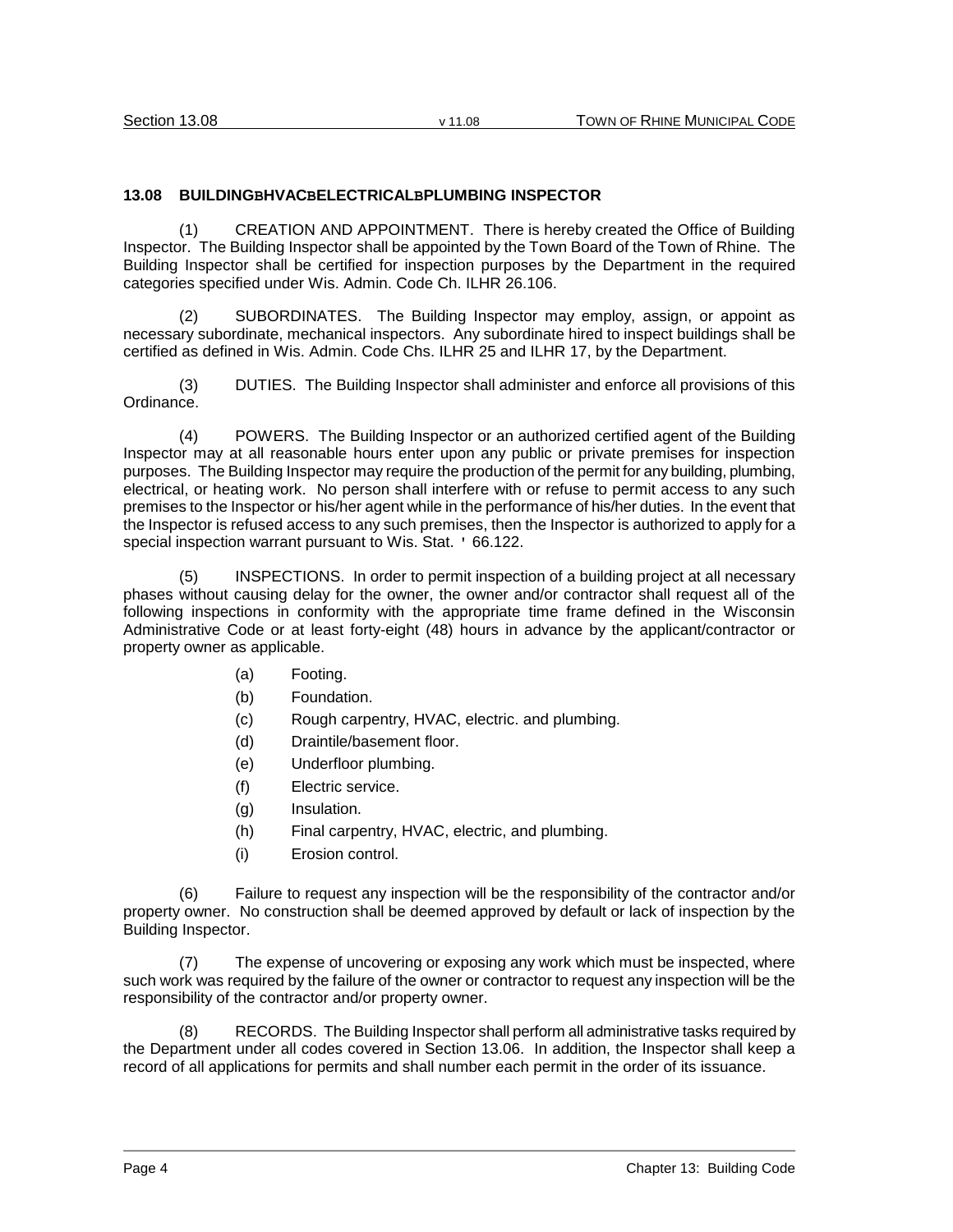## 13.08 BUILDINGBHVACBELECTRICALBPLUMBING INSPECTOR

(1) CREATION AND APPOINTMENT. There is hereby created the Office of Building Inspector. The Building Inspector shall be appointed by the Town Board of the Town of Rhine. The Building Inspector shall be certified for inspection purposes by the Department in the required categories specified under Wis. Admin. Code Ch. ILHR 26.106.

(2) SUBORDINATES. The Building Inspector may employ, assign, or appoint as necessary subordinate, mechanical inspectors. Any subordinate hired to inspect buildings shall be certified as defined in Wis. Admin. Code Chs. ILHR 25 and ILHR 17, by the Department.

(3) DUTIES. The Building Inspector shall administer and enforce all provisions of this Ordinance.

(4) POWERS. The Building Inspector or an authorized certified agent of the Building Inspector may at all reasonable hours enter upon any public or private premises for inspection purposes. The Building Inspector may require the production of the permit for any building, plumbing, electrical, or heating work. No person shall interfere with or refuse to permit access to any such premises to the Inspector or his/her agent while in the performance of his/her duties. In the event that the Inspector is refused access to any such premises, then the Inspector is authorized to apply for a special inspection warrant pursuant to Wis. Stat. ' 66.122.

(5) INSPECTIONS. In order to permit inspection of a building project at all necessary phases without causing delay for the owner, the owner and/or contractor shall request all of the following inspections in conformity with the appropriate time frame defined in the Wisconsin Administrative Code or at least forty-eight (48) hours in advance by the applicant/contractor or property owner as applicable.

- (a) Footing.
- (b) Foundation.
- (c) Rough carpentry, HVAC, electric. and plumbing.
- (d) Draintile/basement floor.
- (e) Underfloor plumbing.
- (f) Electric service.
- (g) Insulation.
- (h) Final carpentry, HVAC, electric, and plumbing.
- (i) Erosion control.

(6) Failure to request any inspection will be the responsibility of the contractor and/or property owner. No construction shall be deemed approved by default or lack of inspection by the Building Inspector.

(7) The expense of uncovering or exposing any work which must be inspected, where such work was required by the failure of the owner or contractor to request any inspection will be the responsibility of the contractor and/or property owner.

(8) RECORDS. The Building Inspector shall perform all administrative tasks required by the Department under all codes covered in Section 13.06. In addition, the Inspector shall keep a record of all applications for permits and shall number each permit in the order of its issuance.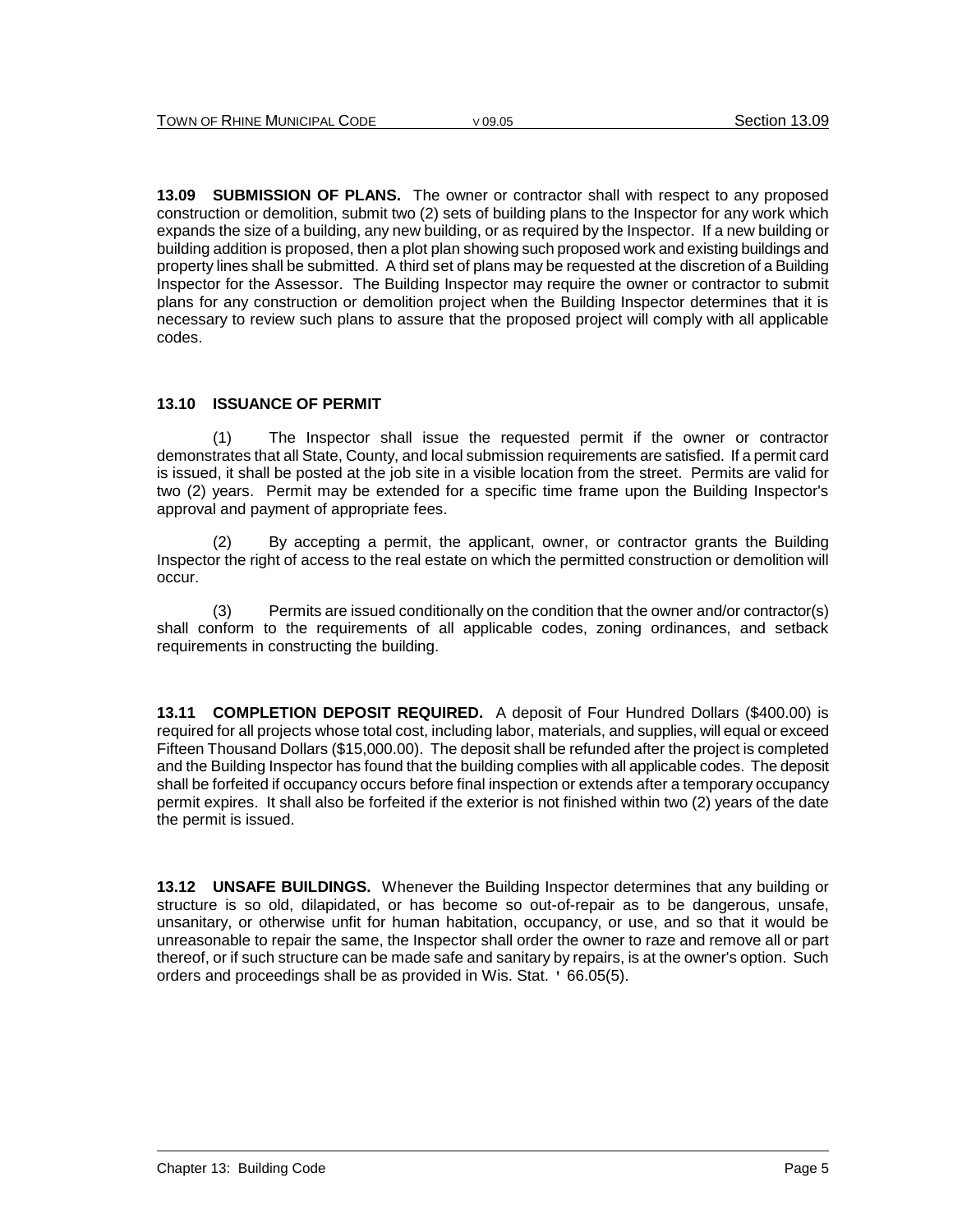**13.09 SUBMISSION OF PLANS.** The owner or contractor shall with respect to any proposed construction or demolition, submit two (2) sets of building plans to the Inspector for any work which expands the size of a building, any new building, or as required by the Inspector. If a new building or building addition is proposed, then a plot plan showing such proposed work and existing buildings and property lines shall be submitted. A third set of plans may be requested at the discretion of a Building Inspector for the Assessor. The Building Inspector may require the owner or contractor to submit plans for any construction or demolition project when the Building Inspector determines that it is necessary to review such plans to assure that the proposed project will comply with all applicable codes.

**13.10 ISSUANCE OF PERMIT**

(1) The Inspector shall issue the requested permit if the owner or contractor demonstrates that all State, County, and local submission requirements are satisfied. If a permit card is issued, it shall be posted at the job site in a visible location from the street. Permits are valid for two (2) years. Permit may be extended for a specific time frame upon the Building Inspector's approval and payment of appropriate fees.

(2) By accepting a permit, the applicant, owner, or contractor grants the Building Inspector the right of access to the real estate on which the permitted construction or demolition will occur.

(3) Permits are issued conditionally on the condition that the owner and/or contractor(s) shall conform to the requirements of all applicable codes, zoning ordinances, and setback requirements in constructing the building.

**13.11 COMPLETION DEPOSIT REQUIRED.** A deposit of Four Hundred Dollars ($400.00) is required for all projects whose total cost, including labor, materials, and supplies, will equal or exceed Fifteen Thousand Dollars ($15,000.00). The deposit shall be refunded after the project is completed and the Building Inspector has found that the building complies with all applicable codes. The deposit shall be forfeited if occupancy occurs before final inspection or extends after a temporary occupancy permit expires. It shall also be forfeited if the exterior is not finished within two (2) years of the date the permit is issued.

**13.12 UNSAFE BUILDINGS.** Whenever the Building Inspector determines that any building or structure is so old, dilapidated, or has become so out-of-repair as to be dangerous, unsafe, unsanitary, or otherwise unfit for human habitation, occupancy, or use, and so that it would be unreasonable to repair the same, the Inspector shall order the owner to raze and remove all or part thereof, or if such structure can be made safe and sanitary by repairs, is at the owner's option. Such orders and proceedings shall be as provided in Wis. Stat. ' 66.05(5).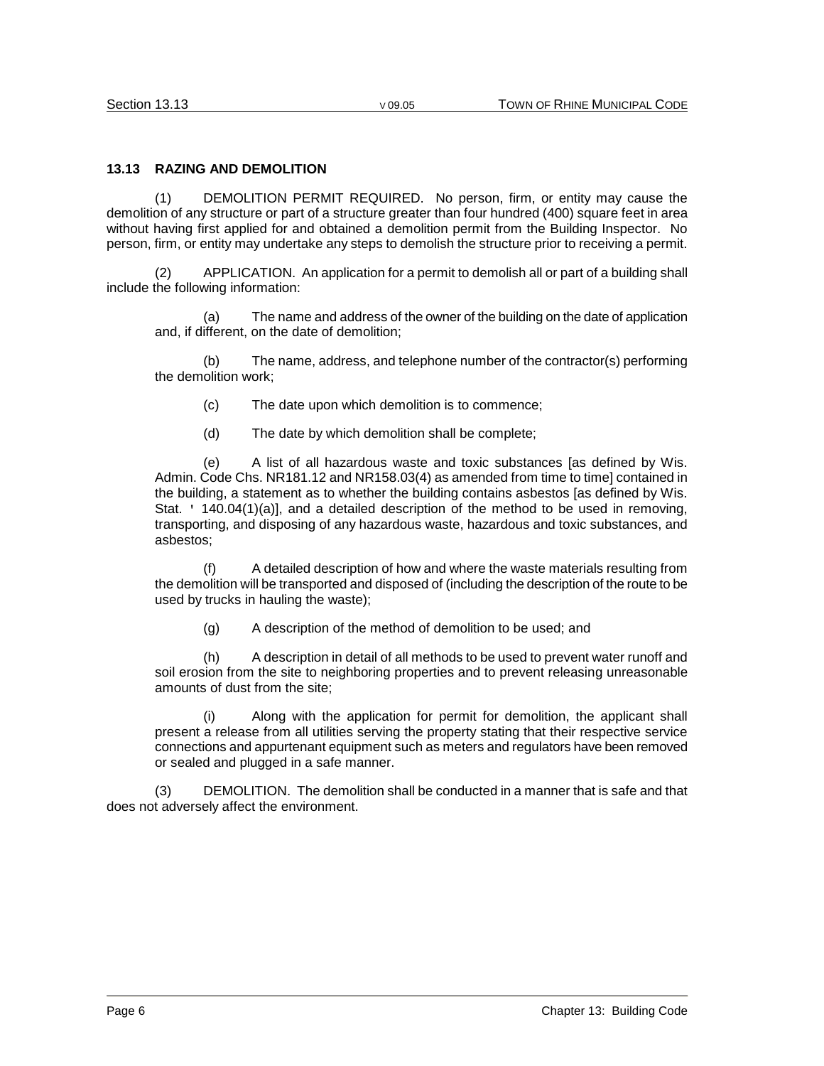## 13.13 RAZING AND DEMOLITION

(1) DEMOLITION PERMIT REQUIRED. No person, firm, or entity may cause the demolition of any structure or part of a structure greater than four hundred (400) square feet in area without having first applied for and obtained a demolition permit from the Building Inspector. No person, firm, or entity may undertake any steps to demolish the structure prior to receiving a permit.

(2) APPLICATION. An application for a permit to demolish all or part of a building shall include the following information:

(a) The name and address of the owner of the building on the date of application and, if different, on the date of demolition;

(b) The name, address, and telephone number of the contractor(s) performing the demolition work;

(c) The date upon which demolition is to commence;

(d) The date by which demolition shall be complete;

(e) A list of all hazardous waste and toxic substances [as defined by Wis. Admin. Code Chs. NR181.12 and NR158.03(4) as amended from time to time] contained in the building, a statement as to whether the building contains asbestos [as defined by Wis. Stat. ' 140.04(1)(a)], and a detailed description of the method to be used in removing, transporting, and disposing of any hazardous waste, hazardous and toxic substances, and asbestos;

(f) A detailed description of how and where the waste materials resulting from the demolition will be transported and disposed of (including the description of the route to be used by trucks in hauling the waste);

(g) A description of the method of demolition to be used; and

(h) A description in detail of all methods to be used to prevent water runoff and soil erosion from the site to neighboring properties and to prevent releasing unreasonable amounts of dust from the site;

(i) Along with the application for permit for demolition, the applicant shall present a release from all utilities serving the property stating that their respective service connections and appurtenant equipment such as meters and regulators have been removed or sealed and plugged in a safe manner.

(3) DEMOLITION. The demolition shall be conducted in a manner that is safe and that does not adversely affect the environment.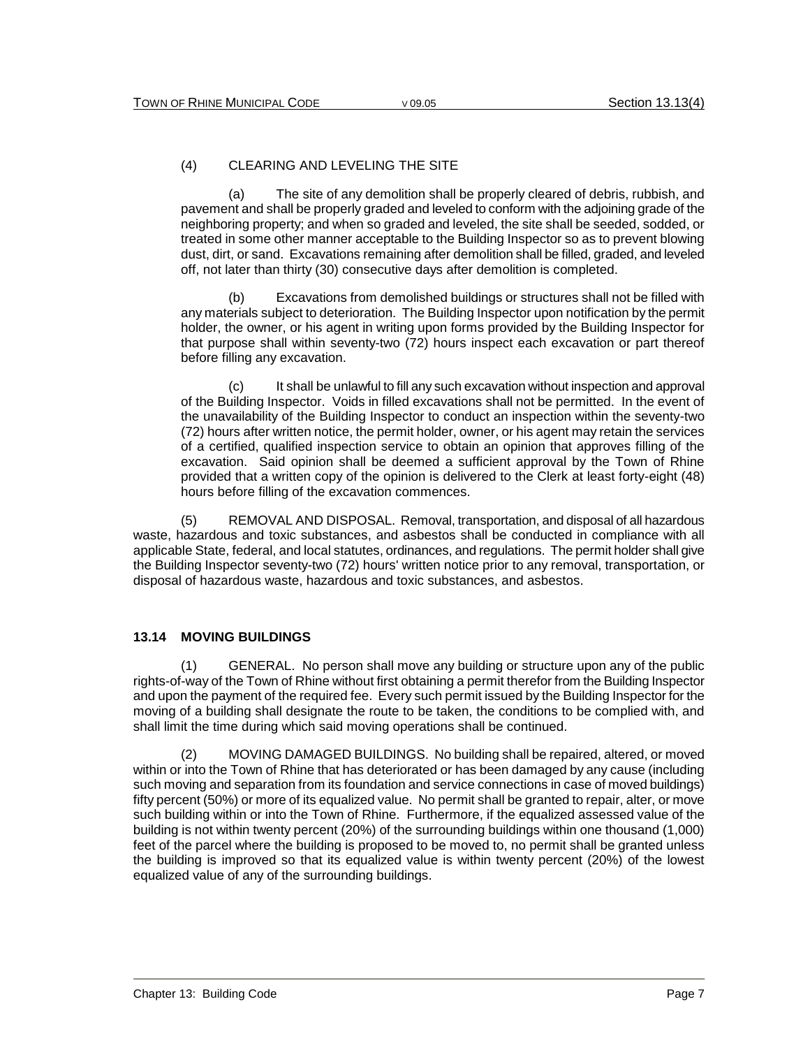(4) CLEARING AND LEVELING THE SITE

(a) The site of any demolition shall be properly cleared of debris, rubbish, and pavement and shall be properly graded and leveled to conform with the adjoining grade of the neighboring property; and when so graded and leveled, the site shall be seeded, sodded, or treated in some other manner acceptable to the Building Inspector so as to prevent blowing dust, dirt, or sand. Excavations remaining after demolition shall be filled, graded, and leveled off, not later than thirty (30) consecutive days after demolition is completed.

(b) Excavations from demolished buildings or structures shall not be filled with any materials subject to deterioration. The Building Inspector upon notification by the permit holder, the owner, or his agent in writing upon forms provided by the Building Inspector for that purpose shall within seventy-two (72) hours inspect each excavation or part thereof before filling any excavation.

(c) It shall be unlawful to fill any such excavation without inspection and approval of the Building Inspector. Voids in filled excavations shall not be permitted. In the event of the unavailability of the Building Inspector to conduct an inspection within the seventy-two (72) hours after written notice, the permit holder, owner, or his agent may retain the services of a certified, qualified inspection service to obtain an opinion that approves filling of the excavation. Said opinion shall be deemed a sufficient approval by the Town of Rhine provided that a written copy of the opinion is delivered to the Clerk at least forty-eight (48) hours before filling of the excavation commences.

(5) REMOVAL AND DISPOSAL. Removal, transportation, and disposal of all hazardous waste, hazardous and toxic substances, and asbestos shall be conducted in compliance with all applicable State, federal, and local statutes, ordinances, and regulations. The permit holder shall give the Building Inspector seventy-two (72) hours' written notice prior to any removal, transportation, or disposal of hazardous waste, hazardous and toxic substances, and asbestos.

## 13.14 MOVING BUILDINGS

(1) GENERAL. No person shall move any building or structure upon any of the public rights-of-way of the Town of Rhine without first obtaining a permit therefor from the Building Inspector and upon the payment of the required fee. Every such permit issued by the Building Inspector for the moving of a building shall designate the route to be taken, the conditions to be complied with, and shall limit the time during which said moving operations shall be continued.

(2) MOVING DAMAGED BUILDINGS. No building shall be repaired, altered, or moved within or into the Town of Rhine that has deteriorated or has been damaged by any cause (including such moving and separation from its foundation and service connections in case of moved buildings) fifty percent (50%) or more of its equalized value. No permit shall be granted to repair, alter, or move such building within or into the Town of Rhine. Furthermore, if the equalized assessed value of the building is not within twenty percent (20%) of the surrounding buildings within one thousand (1,000) feet of the parcel where the building is proposed to be moved to, no permit shall be granted unless the building is improved so that its equalized value is within twenty percent (20%) of the lowest equalized value of any of the surrounding buildings.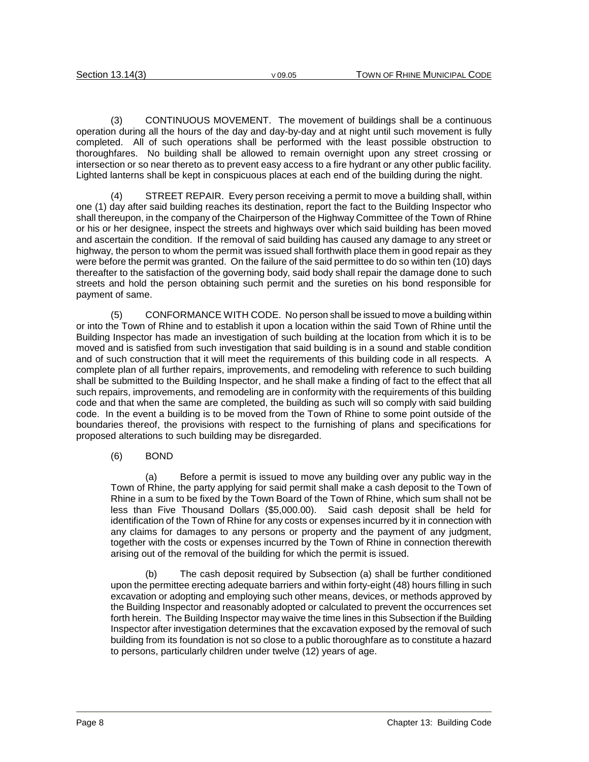(3) CONTINUOUS MOVEMENT. The movement of buildings shall be a continuous operation during all the hours of the day and day-by-day and at night until such movement is fully completed. All of such operations shall be performed with the least possible obstruction to thoroughfares. No building shall be allowed to remain overnight upon any street crossing or intersection or so near thereto as to prevent easy access to a fire hydrant or any other public facility. Lighted lanterns shall be kept in conspicuous places at each end of the building during the night.

(4) STREET REPAIR. Every person receiving a permit to move a building shall, within one (1) day after said building reaches its destination, report the fact to the Building Inspector who shall thereupon, in the company of the Chairperson of the Highway Committee of the Town of Rhine or his or her designee, inspect the streets and highways over which said building has been moved and ascertain the condition. If the removal of said building has caused any damage to any street or highway, the person to whom the permit was issued shall forthwith place them in good repair as they were before the permit was granted. On the failure of the said permittee to do so within ten (10) days thereafter to the satisfaction of the governing body, said body shall repair the damage done to such streets and hold the person obtaining such permit and the sureties on his bond responsible for payment of same.

(5) CONFORMANCE WITH CODE. No person shall be issued to move a building within or into the Town of Rhine and to establish it upon a location within the said Town of Rhine until the Building Inspector has made an investigation of such building at the location from which it is to be moved and is satisfied from such investigation that said building is in a sound and stable condition and of such construction that it will meet the requirements of this building code in all respects. A complete plan of all further repairs, improvements, and remodeling with reference to such building shall be submitted to the Building Inspector, and he shall make a finding of fact to the effect that all such repairs, improvements, and remodeling are in conformity with the requirements of this building code and that when the same are completed, the building as such will so comply with said building code. In the event a building is to be moved from the Town of Rhine to some point outside of the boundaries thereof, the provisions with respect to the furnishing of plans and specifications for proposed alterations to such building may be disregarded.

(6) BOND

(a) Before a permit is issued to move any building over any public way in the Town of Rhine, the party applying for said permit shall make a cash deposit to the Town of Rhine in a sum to be fixed by the Town Board of the Town of Rhine, which sum shall not be less than Five Thousand Dollars ($5,000.00). Said cash deposit shall be held for identification of the Town of Rhine for any costs or expenses incurred by it in connection with any claims for damages to any persons or property and the payment of any judgment, together with the costs or expenses incurred by the Town of Rhine in connection therewith arising out of the removal of the building for which the permit is issued.

(b) The cash deposit required by Subsection (a) shall be further conditioned upon the permittee erecting adequate barriers and within forty-eight (48) hours filling in such excavation or adopting and employing such other means, devices, or methods approved by the Building Inspector and reasonably adopted or calculated to prevent the occurrences set forth herein. The Building Inspector may waive the time lines in this Subsection if the Building Inspector after investigation determines that the excavation exposed by the removal of such building from its foundation is not so close to a public thoroughfare as to constitute a hazard to persons, particularly children under twelve (12) years of age.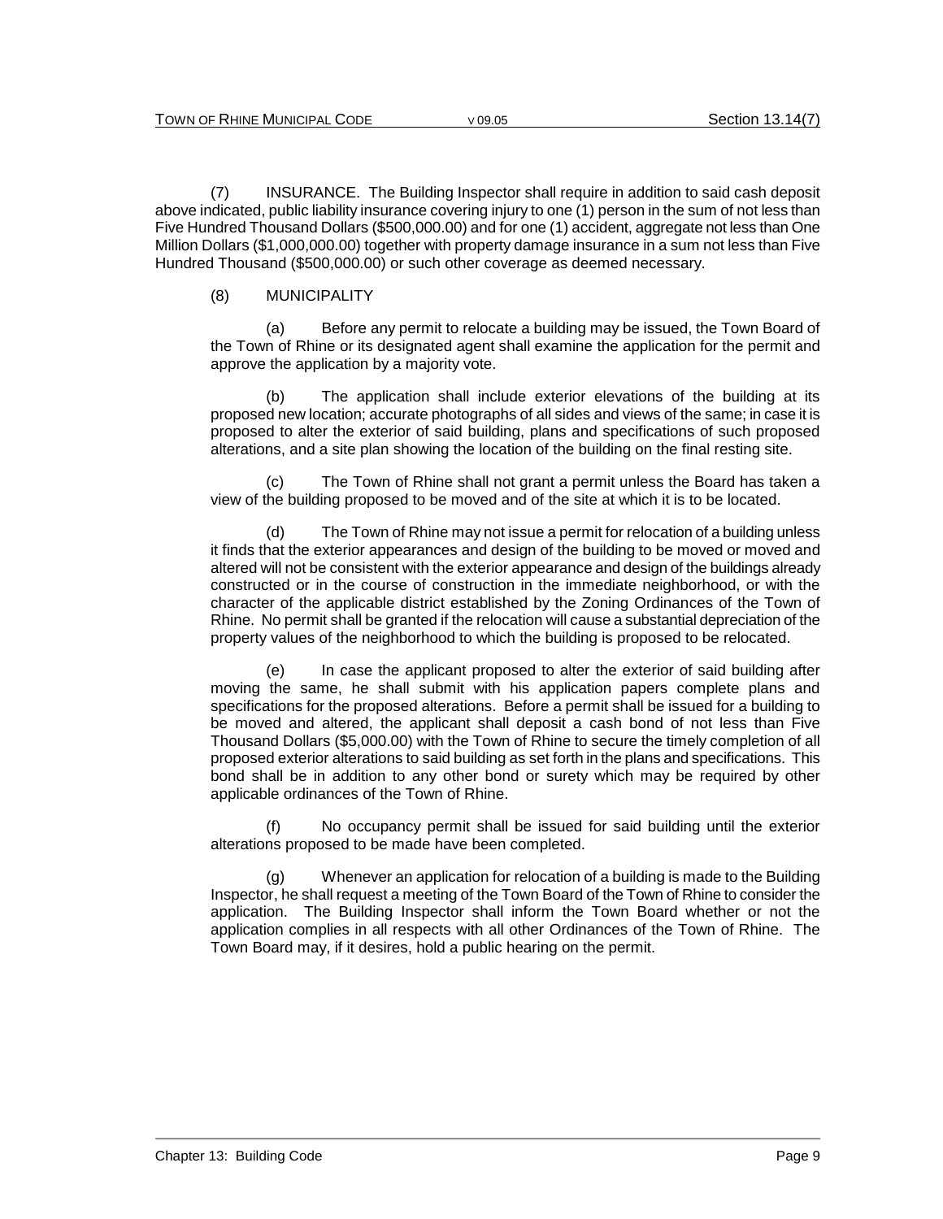(7) INSURANCE. The Building Inspector shall require in addition to said cash deposit above indicated, public liability insurance covering injury to one (1) person in the sum of not less than Five Hundred Thousand Dollars ($500,000.00) and for one (1) accident, aggregate not less than One Million Dollars ($1,000,000.00) together with property damage insurance in a sum not less than Five Hundred Thousand ($500,000.00) or such other coverage as deemed necessary.

(8) MUNICIPALITY

(a) Before any permit to relocate a building may be issued, the Town Board of the Town of Rhine or its designated agent shall examine the application for the permit and approve the application by a majority vote.

(b) The application shall include exterior elevations of the building at its proposed new location; accurate photographs of all sides and views of the same; in case it is proposed to alter the exterior of said building, plans and specifications of such proposed alterations, and a site plan showing the location of the building on the final resting site.

(c) The Town of Rhine shall not grant a permit unless the Board has taken a view of the building proposed to be moved and of the site at which it is to be located.

(d) The Town of Rhine may not issue a permit for relocation of a building unless it finds that the exterior appearances and design of the building to be moved or moved and altered will not be consistent with the exterior appearance and design of the buildings already constructed or in the course of construction in the immediate neighborhood, or with the character of the applicable district established by the Zoning Ordinances of the Town of Rhine. No permit shall be granted if the relocation will cause a substantial depreciation of the property values of the neighborhood to which the building is proposed to be relocated.

(e) In case the applicant proposed to alter the exterior of said building after moving the same, he shall submit with his application papers complete plans and specifications for the proposed alterations. Before a permit shall be issued for a building to be moved and altered, the applicant shall deposit a cash bond of not less than Five Thousand Dollars ($5,000.00) with the Town of Rhine to secure the timely completion of all proposed exterior alterations to said building as set forth in the plans and specifications. This bond shall be in addition to any other bond or surety which may be required by other applicable ordinances of the Town of Rhine.

(f) No occupancy permit shall be issued for said building until the exterior alterations proposed to be made have been completed.

(g) Whenever an application for relocation of a building is made to the Building Inspector, he shall request a meeting of the Town Board of the Town of Rhine to consider the application. The Building Inspector shall inform the Town Board whether or not the application complies in all respects with all other Ordinances of the Town of Rhine. The Town Board may, if it desires, hold a public hearing on the permit.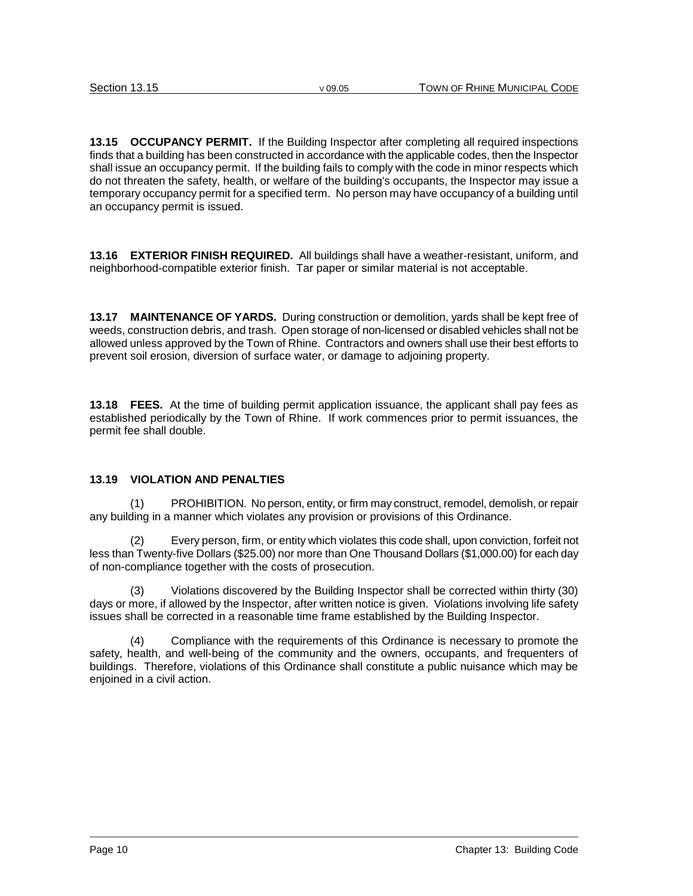**13.15 OCCUPANCY PERMIT.** If the Building Inspector after completing all required inspections finds that a building has been constructed in accordance with the applicable codes, then the Inspector shall issue an occupancy permit. If the building fails to comply with the code in minor respects which do not threaten the safety, health, or welfare of the building's occupants, the Inspector may issue a temporary occupancy permit for a specified term. No person may have occupancy of a building until an occupancy permit is issued.

**13.16 EXTERIOR FINISH REQUIRED.** All buildings shall have a weather-resistant, uniform, and neighborhood-compatible exterior finish. Tar paper or similar material is not acceptable.

**13.17 MAINTENANCE OF YARDS.** During construction or demolition, yards shall be kept free of weeds, construction debris, and trash. Open storage of non-licensed or disabled vehicles shall not be allowed unless approved by the Town of Rhine. Contractors and owners shall use their best efforts to prevent soil erosion, diversion of surface water, or damage to adjoining property.

**13.18 FEES.** At the time of building permit application issuance, the applicant shall pay fees as established periodically by the Town of Rhine. If work commences prior to permit issuances, the permit fee shall double.

**13.19 VIOLATION AND PENALTIES**

(1) PROHIBITION. No person, entity, or firm may construct, remodel, demolish, or repair any building in a manner which violates any provision or provisions of this Ordinance.

(2) Every person, firm, or entity which violates this code shall, upon conviction, forfeit not less than Twenty-five Dollars ($25.00) nor more than One Thousand Dollars ($1,000.00) for each day of non-compliance together with the costs of prosecution.

(3) Violations discovered by the Building Inspector shall be corrected within thirty (30) days or more, if allowed by the Inspector, after written notice is given. Violations involving life safety issues shall be corrected in a reasonable time frame established by the Building Inspector.

(4) Compliance with the requirements of this Ordinance is necessary to promote the safety, health, and well-being of the community and the owners, occupants, and frequenters of buildings. Therefore, violations of this Ordinance shall constitute a public nuisance which may be enjoined in a civil action.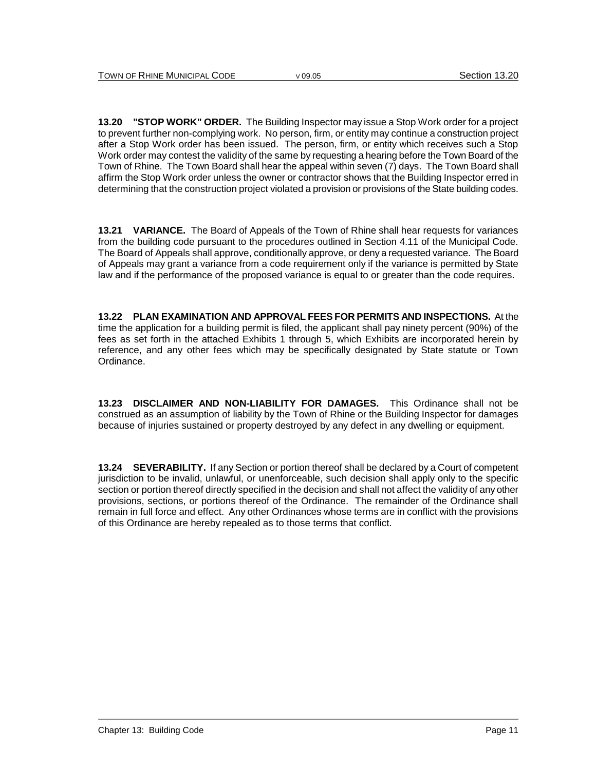**13.20 "STOP WORK" ORDER.** The Building Inspector may issue a Stop Work order for a project to prevent further non-complying work. No person, firm, or entity may continue a construction project after a Stop Work order has been issued. The person, firm, or entity which receives such a Stop Work order may contest the validity of the same by requesting a hearing before the Town Board of the Town of Rhine. The Town Board shall hear the appeal within seven (7) days. The Town Board shall affirm the Stop Work order unless the owner or contractor shows that the Building Inspector erred in determining that the construction project violated a provision or provisions of the State building codes.

**13.21 VARIANCE.** The Board of Appeals of the Town of Rhine shall hear requests for variances from the building code pursuant to the procedures outlined in Section 4.11 of the Municipal Code. The Board of Appeals shall approve, conditionally approve, or deny a requested variance. The Board of Appeals may grant a variance from a code requirement only if the variance is permitted by State law and if the performance of the proposed variance is equal to or greater than the code requires.

**13.22 PLAN EXAMINATION AND APPROVAL FEES FOR PERMITS AND INSPECTIONS.** At the time the application for a building permit is filed, the applicant shall pay ninety percent (90%) of the fees as set forth in the attached Exhibits 1 through 5, which Exhibits are incorporated herein by reference, and any other fees which may be specifically designated by State statute or Town Ordinance.

**13.23 DISCLAIMER AND NON-LIABILITY FOR DAMAGES.** This Ordinance shall not be construed as an assumption of liability by the Town of Rhine or the Building Inspector for damages because of injuries sustained or property destroyed by any defect in any dwelling or equipment.

**13.24 SEVERABILITY.** If any Section or portion thereof shall be declared by a Court of competent jurisdiction to be invalid, unlawful, or unenforceable, such decision shall apply only to the specific section or portion thereof directly specified in the decision and shall not affect the validity of any other provisions, sections, or portions thereof of the Ordinance. The remainder of the Ordinance shall remain in full force and effect. Any other Ordinances whose terms are in conflict with the provisions of this Ordinance are hereby repealed as to those terms that conflict.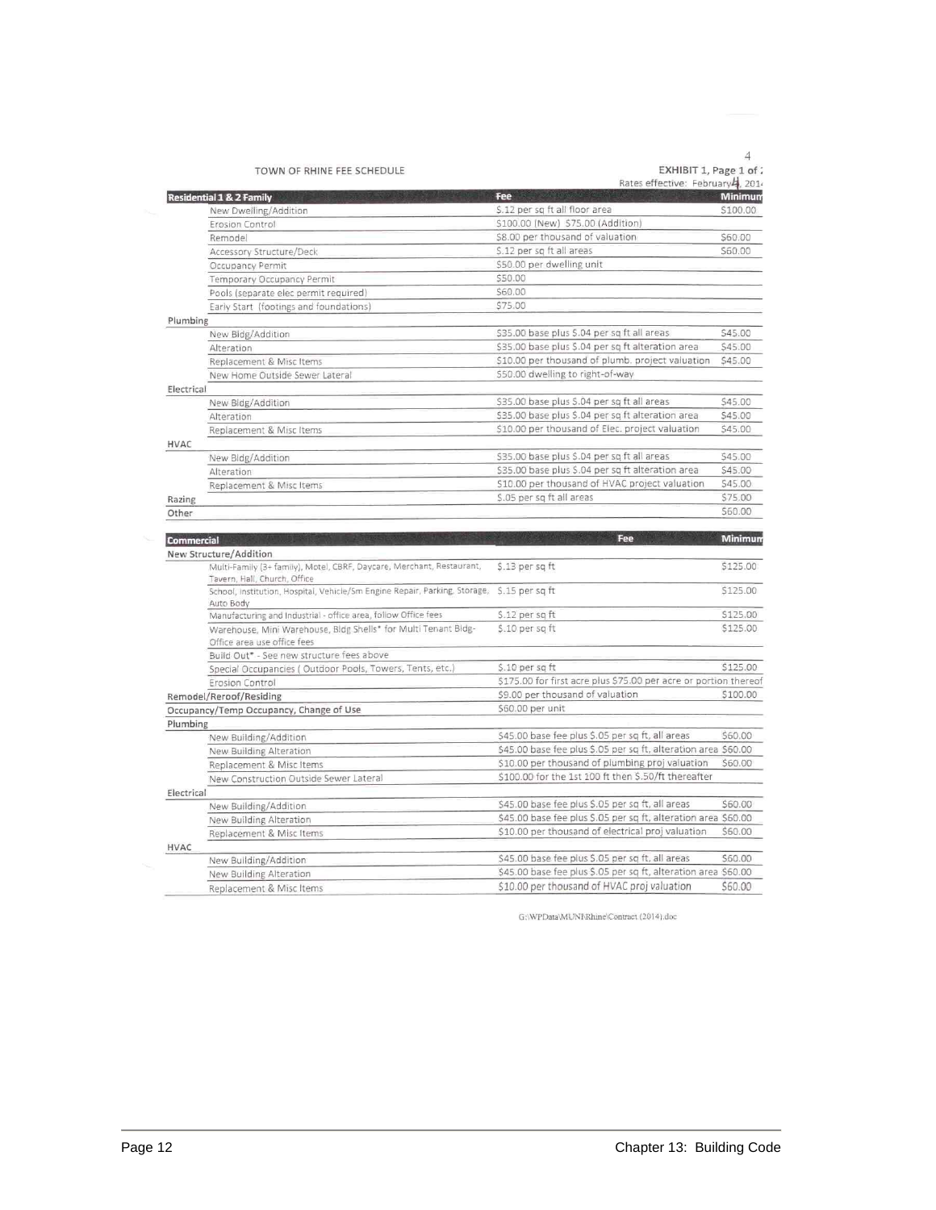4

TOWN OF RHINE FEE SCHEDULE

EXHIBIT 1, Page 1 of 2
Rates effective: February 4, 2014

| Residential 1 & 2 Family | | Fee | Minimum |
|---|---|---|---|
| | New Dwelling/Addition | $.12 per sq ft all floor area | $100.00 |
| | Erosion Control | $100.00 (New) $75.00 (Addition) | |
| | Remodel | $8.00 per thousand of valuation | $60.00 |
| | Accessory Structure/Deck | $.12 per sq ft all areas | $60.00 |
| | Occupancy Permit | $50.00 per dwelling unit | |
| | Temporary Occupancy Permit | $50.00 | |
| | Pools (separate elec permit required) | $60.00 | |
| | Early Start (footings and foundations) | $75.00 | |
| Plumbing | | | |
| | New Bldg/Addition | $35.00 base plus $.04 per sq ft all areas | $45.00 |
| | Alteration | $35.00 base plus $.04 per sq ft alteration area | $45.00 |
| | Replacement & Misc Items | $10.00 per thousand of plumb. project valuation | $45.00 |
| | New Home Outside Sewer Lateral | $50.00 dwelling to right-of-way | |
| Electrical | | | |
| | New Bldg/Addition | $35.00 base plus $.04 per sq ft all areas | $45.00 |
| | Alteration | $35.00 base plus $.04 per sq ft alteration area | $45.00 |
| | Replacement & Misc Items | $10.00 per thousand of Elec. project valuation | $45.00 |
| HVAC | | | |
| | New Bldg/Addition | $35.00 base plus $.04 per sq ft all areas | $45.00 |
| | Alteration | $35.00 base plus $.04 per sq ft alteration area | $45.00 |
| | Replacement & Misc Items | $10.00 per thousand of HVAC project valuation | $45.00 |
| Razing | | $.05 per sq ft all areas | $75.00 |
| Other | | | $60.00 |

| Commercial | | Fee | Minimum |
|---|---|---|---|
| New Structure/Addition | | | |
| | Multi-Family (3+ family), Motel, CBRF, Daycare, Merchant, Restaurant, Tavern, Hall, Church, Office | $.13 per sq ft | $125.00 |
| | School, Institution, Hospital, Vehicle/Sm Engine Repair, Parking, Storage, Auto Body | $.15 per sq ft | $125.00 |
| | Manufacturing and Industrial - office area, follow Office fees | $.12 per sq ft | $125.00 |
| | Warehouse, Mini Warehouse, Bldg Shells* for Multi Tenant Bldg- Office area use office fees | $.10 per sq ft | $125.00 |
| | Build Out* - See new structure fees above | | |
| | Special Occupancies ( Outdoor Pools, Towers, Tents, etc.) | $.10 per sq ft | $125.00 |
| | Erosion Control | $175.00 for first acre plus $75.00 per acre or portion thereof | |
| Remodel/Reroof/Residing | | $9.00 per thousand of valuation | $100.00 |
| Occupancy/Temp Occupancy, Change of Use | | $60.00 per unit | |
| Plumbing | | | |
| | New Building/Addition | $45.00 base fee plus $.05 per sq ft, all areas | $60.00 |
| | New Building Alteration | $45.00 base fee plus $.05 per sq ft, alteration area | $60.00 |
| | Replacement & Misc Items | $10.00 per thousand of plumbing proj valuation | $60.00 |
| | New Construction Outside Sewer Lateral | $100.00 for the 1st 100 ft then $.50/ft thereafter | |
| Electrical | | | |
| | New Building/Addition | $45.00 base fee plus $.05 per sq ft, all areas | $60.00 |
| | New Building Alteration | $45.00 base fee plus $.05 per sq ft, alteration area | $60.00 |
| | Replacement & Misc Items | $10.00 per thousand of electrical proj valuation | $60.00 |
| HVAC | | | |
| | New Building/Addition | $45.00 base fee plus $.05 per sq ft, all areas | $60.00 |
| | New Building Alteration | $45.00 base fee plus $.05 per sq ft, alteration area | $60.00 |
| | Replacement & Misc Items | $10.00 per thousand of HVAC proj valuation | $60.00 |

G:\WPData\MUNI\Rhine\Contract (2014).doc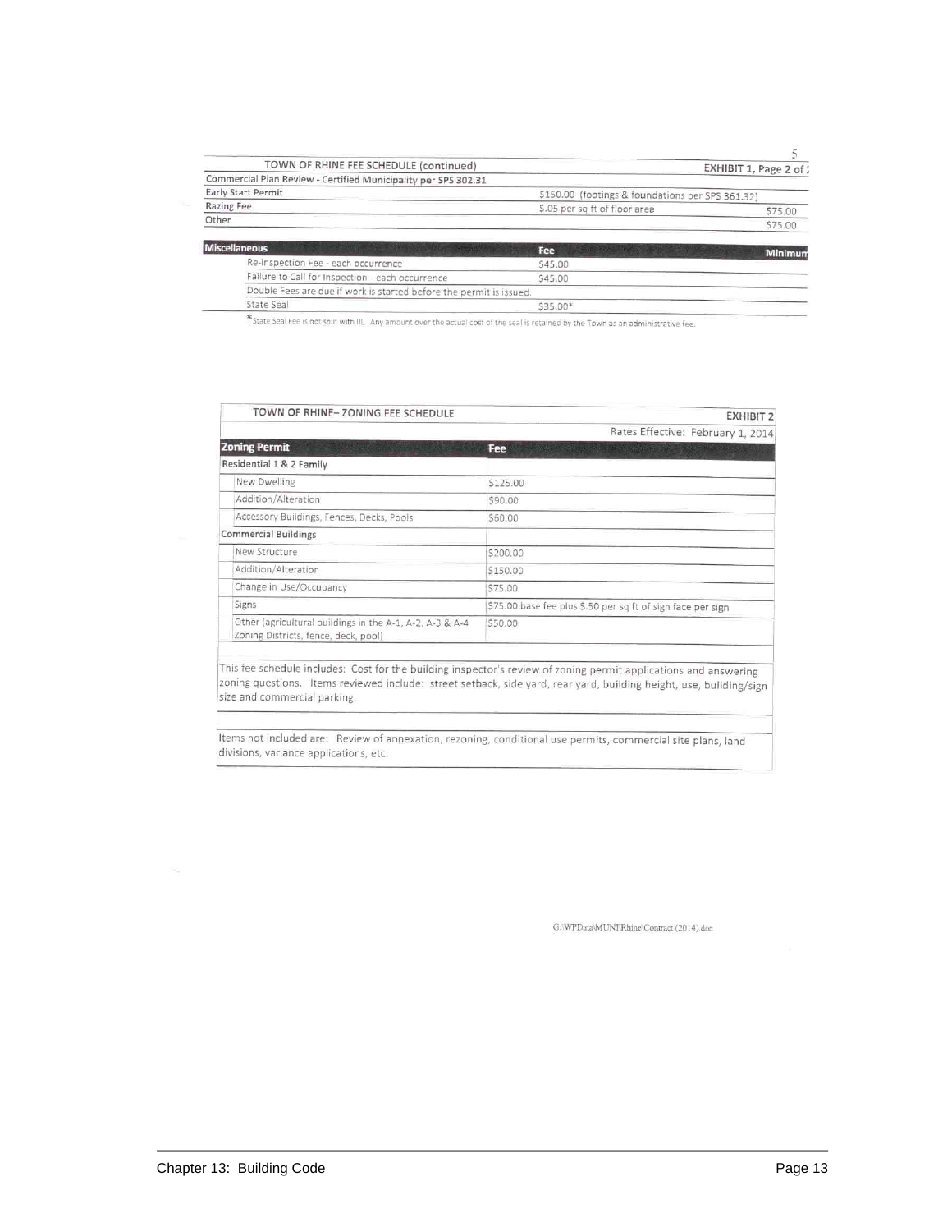| TOWN OF RHINE FEE SCHEDULE (continued) | | EXHIBIT 1, Page 2 of 2 |
|---|---|---|
| Commercial Plan Review - Certified Municipality per SPS 302.31 | | |
| Early Start Permit | $150.00 (footings & foundations per SPS 361.32) | |
| Razing Fee | $.05 per sq ft of floor area | $75.00 |
| Other | | $75.00 |

| Miscellaneous | Fee | Minimum |
|---|---|---|
| Re-inspection Fee - each occurrence | $45.00 | |
| Failure to Call for Inspection - each occurrence | $45.00 | |
| Double Fees are due if work is started before the permit is issued. | | |
| State Seal | $35.00* | |

*State Seal Fee is not split with IIL. Any amount over the actual cost of the seal is retained by the Town as an administrative fee.

| TOWN OF RHINE– ZONING FEE SCHEDULE | EXHIBIT 2 |
|---|---|
| | Rates Effective: February 1, 2014 |
| **Zoning Permit** | **Fee** |
| Residential 1 & 2 Family | |
| New Dwelling | $125.00 |
| Addition/Alteration | $90.00 |
| Accessory Buildings, Fences, Decks, Pools | $60.00 |
| Commercial Buildings | |
| New Structure | $200.00 |
| Addition/Alteration | $150.00 |
| Change in Use/Occupancy | $75.00 |
| Signs | $75.00 base fee plus $.50 per sq ft of sign face per sign |
| Other (agricultural buildings in the A-1, A-2, A-3 & A-4 Zoning Districts, fence, deck, pool) | $50.00 |

This fee schedule includes: Cost for the building inspector's review of zoning permit applications and answering zoning questions. Items reviewed include: street setback, side yard, rear yard, building height, use, building/sign size and commercial parking.

Items not included are: Review of annexation, rezoning, conditional use permits, commercial site plans, land divisions, variance applications, etc.

G:\WPData\MUNI\Rhine\Contract (2014).doc